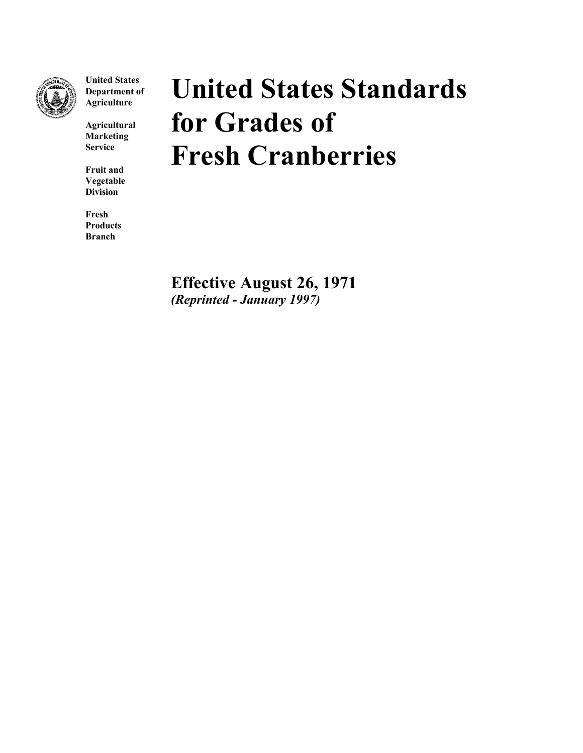**United States Department of Agriculture**

**Agricultural Marketing Service**

**Fruit and Vegetable Division**

**Fresh Products Branch**

# United States Standards for Grades of Fresh Cranberries

## Effective August 26, 1971

***(Reprinted - January 1997)***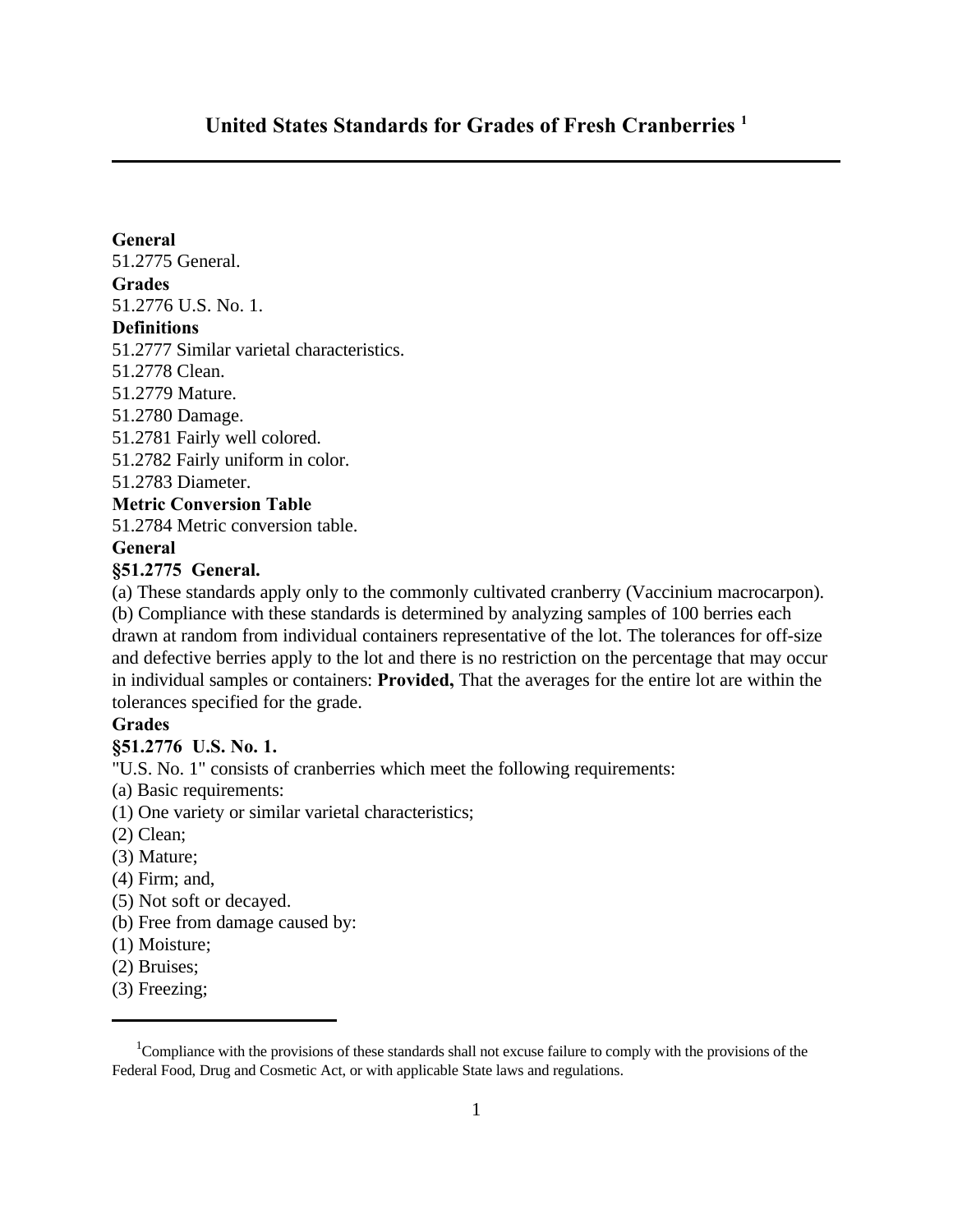# United States Standards for Grades of Fresh Cranberries [1]

---

**General**

51.2775 General.

**Grades**

51.2776 U.S. No. 1.

**Definitions**

51.2777 Similar varietal characteristics.

51.2778 Clean.

51.2779 Mature.

51.2780 Damage.

51.2781 Fairly well colored.

51.2782 Fairly uniform in color.

51.2783 Diameter.

**Metric Conversion Table**

51.2784 Metric conversion table.

**General**

### §51.2775 General.

(a) These standards apply only to the commonly cultivated cranberry (Vaccinium macrocarpon).

(b) Compliance with these standards is determined by analyzing samples of 100 berries each drawn at random from individual containers representative of the lot. The tolerances for off-size and defective berries apply to the lot and there is no restriction on the percentage that may occur in individual samples or containers: **Provided,** That the averages for the entire lot are within the tolerances specified for the grade.

**Grades**

### §51.2776 U.S. No. 1.

"U.S. No. 1" consists of cranberries which meet the following requirements:

(a) Basic requirements:

(1) One variety or similar varietal characteristics;

(2) Clean;

(3) Mature;

(4) Firm; and,

(5) Not soft or decayed.

(b) Free from damage caused by:

(1) Moisture;

(2) Bruises;

(3) Freezing;

---

[1] Compliance with the provisions of these standards shall not excuse failure to comply with the provisions of the Federal Food, Drug and Cosmetic Act, or with applicable State laws and regulations.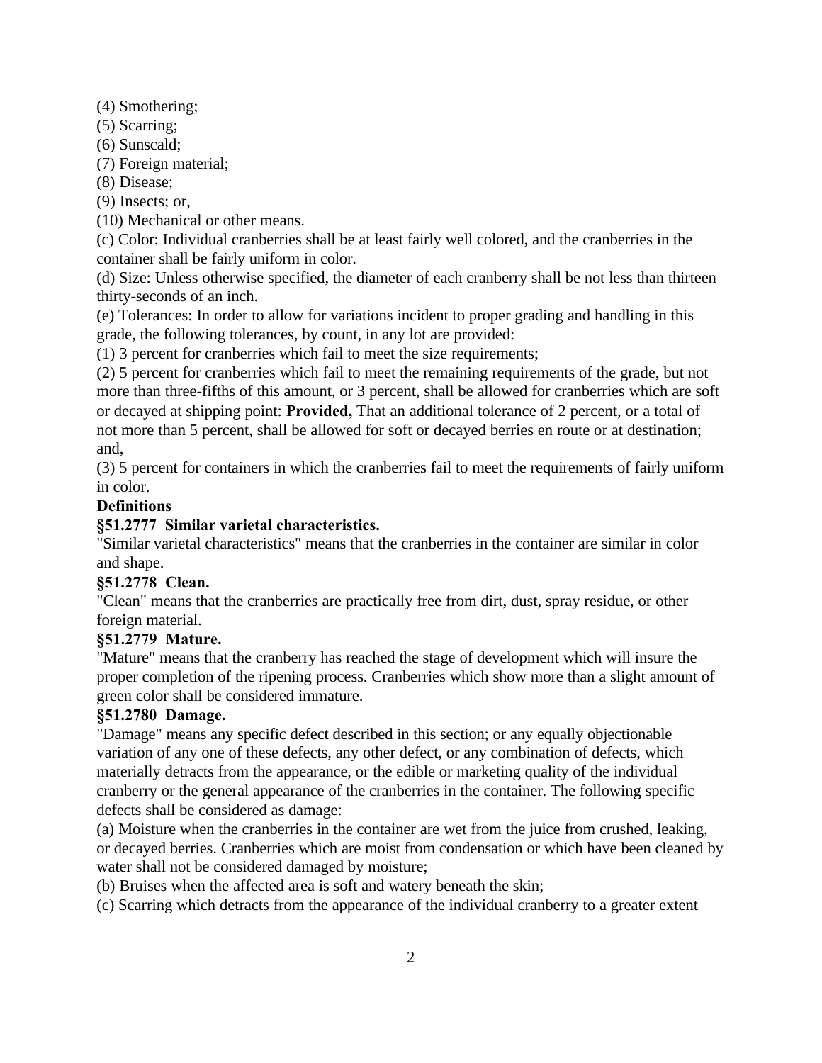(4) Smothering;
(5) Scarring;
(6) Sunscald;
(7) Foreign material;
(8) Disease;
(9) Insects; or,
(10) Mechanical or other means.

(c) Color: Individual cranberries shall be at least fairly well colored, and the cranberries in the container shall be fairly uniform in color.

(d) Size: Unless otherwise specified, the diameter of each cranberry shall be not less than thirteen thirty-seconds of an inch.

(e) Tolerances: In order to allow for variations incident to proper grading and handling in this grade, the following tolerances, by count, in any lot are provided:

(1) 3 percent for cranberries which fail to meet the size requirements;

(2) 5 percent for cranberries which fail to meet the remaining requirements of the grade, but not more than three-fifths of this amount, or 3 percent, shall be allowed for cranberries which are soft or decayed at shipping point: **Provided,** That an additional tolerance of 2 percent, or a total of not more than 5 percent, shall be allowed for soft or decayed berries en route or at destination; and,

(3) 5 percent for containers in which the cranberries fail to meet the requirements of fairly uniform in color.

**Definitions**

**§51.2777 Similar varietal characteristics.**

"Similar varietal characteristics" means that the cranberries in the container are similar in color and shape.

**§51.2778 Clean.**

"Clean" means that the cranberries are practically free from dirt, dust, spray residue, or other foreign material.

**§51.2779 Mature.**

"Mature" means that the cranberry has reached the stage of development which will insure the proper completion of the ripening process. Cranberries which show more than a slight amount of green color shall be considered immature.

**§51.2780 Damage.**

"Damage" means any specific defect described in this section; or any equally objectionable variation of any one of these defects, any other defect, or any combination of defects, which materially detracts from the appearance, or the edible or marketing quality of the individual cranberry or the general appearance of the cranberries in the container. The following specific defects shall be considered as damage:

(a) Moisture when the cranberries in the container are wet from the juice from crushed, leaking, or decayed berries. Cranberries which are moist from condensation or which have been cleaned by water shall not be considered damaged by moisture;

(b) Bruises when the affected area is soft and watery beneath the skin;

(c) Scarring which detracts from the appearance of the individual cranberry to a greater extent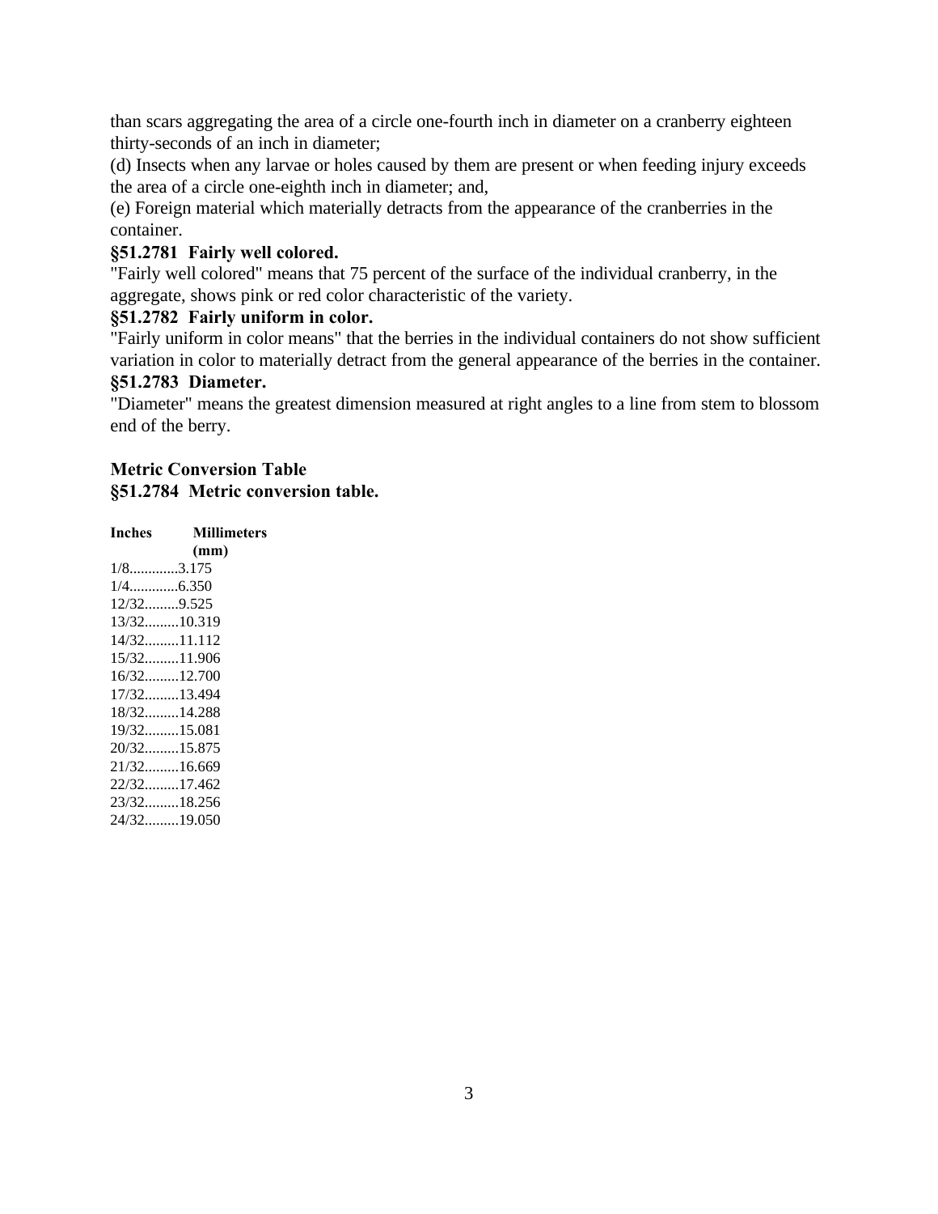than scars aggregating the area of a circle one-fourth inch in diameter on a cranberry eighteen thirty-seconds of an inch in diameter;

(d) Insects when any larvae or holes caused by them are present or when feeding injury exceeds the area of a circle one-eighth inch in diameter; and,

(e) Foreign material which materially detracts from the appearance of the cranberries in the container.

### §51.2781 Fairly well colored.

"Fairly well colored" means that 75 percent of the surface of the individual cranberry, in the aggregate, shows pink or red color characteristic of the variety.

### §51.2782 Fairly uniform in color.

"Fairly uniform in color means" that the berries in the individual containers do not show sufficient variation in color to materially detract from the general appearance of the berries in the container.

### §51.2783 Diameter.

"Diameter" means the greatest dimension measured at right angles to a line from stem to blossom end of the berry.

## Metric Conversion Table

### §51.2784 Metric conversion table.

| Inches | Millimeters (mm) |
|---|---|
| 1/8 | 3.175 |
| 1/4 | 6.350 |
| 12/32 | 9.525 |
| 13/32 | 10.319 |
| 14/32 | 11.112 |
| 15/32 | 11.906 |
| 16/32 | 12.700 |
| 17/32 | 13.494 |
| 18/32 | 14.288 |
| 19/32 | 15.081 |
| 20/32 | 15.875 |
| 21/32 | 16.669 |
| 22/32 | 17.462 |
| 23/32 | 18.256 |
| 24/32 | 19.050 |